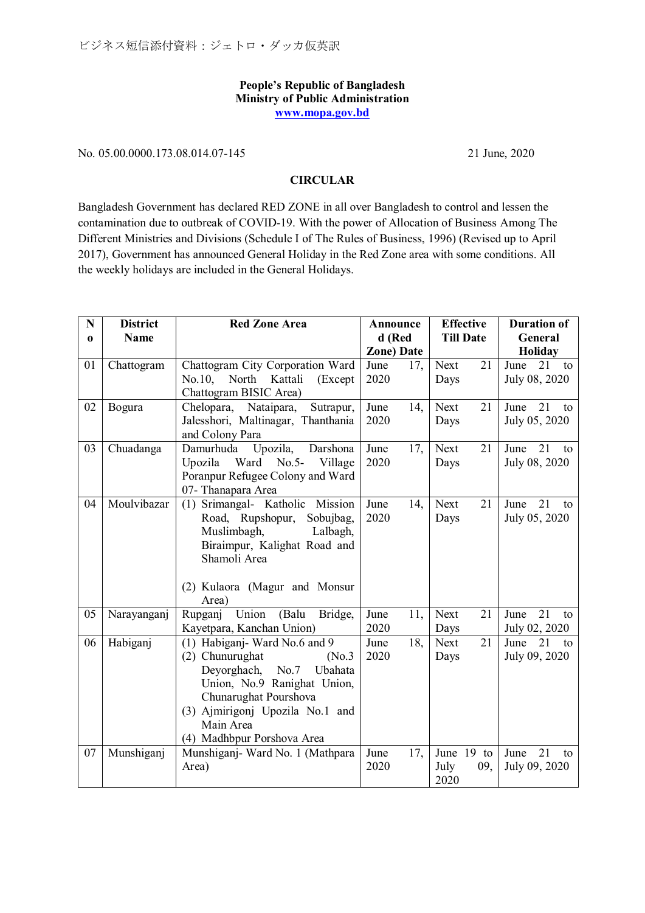ビジネス短信添付資料：ジェトロ・ダッカ仮英訳

**People's Republic of Bangladesh**
**Ministry of Public Administration**
**www.mopa.gov.bd**

No. 05.00.0000.173.08.014.07-145 21 June, 2020

**CIRCULAR**

Bangladesh Government has declared RED ZONE in all over Bangladesh to control and lessen the contamination due to outbreak of COVID-19. With the power of Allocation of Business Among The Different Ministries and Divisions (Schedule I of The Rules of Business, 1996) (Revised up to April 2017), Government has announced General Holiday in the Red Zone area with some conditions. All the weekly holidays are included in the General Holidays.

| No | District Name | Red Zone Area | Announced (Red Zone) Date | Effective Till Date | Duration of General Holiday |
|---|---|---|---|---|---|
| 01 | Chattogram | Chattogram City Corporation Ward No.10, North Kattali (Except Chattogram BISIC Area) | June 17, 2020 | Next 21 Days | June 21 to July 08, 2020 |
| 02 | Bogura | Chelopara, Nataipara, Sutrapur, Jalesshori, Maltinagar, Thanthania and Colony Para | June 14, 2020 | Next 21 Days | June 21 to July 05, 2020 |
| 03 | Chuadanga | Damurhuda Upozila, Darshona Upozila Ward No.5- Village Poranpur Refugee Colony and Ward 07- Thanapara Area | June 17, 2020 | Next 21 Days | June 21 to July 08, 2020 |
| 04 | Moulvibazar | (1) Srimangal- Katholic Mission Road, Rupshopur, Sobujbag, Muslimbagh, Lalbagh, Biraimpur, Kalighat Road and Shamoli Area<br>(2) Kulaora (Magur and Monsur Area) | June 14, 2020 | Next 21 Days | June 21 to July 05, 2020 |
| 05 | Narayanganj | Rupganj Union (Balu Bridge, Kayetpara, Kanchan Union) | June 11, 2020 | Next 21 Days | June 21 to July 02, 2020 |
| 06 | Habiganj | (1) Habiganj- Ward No.6 and 9<br>(2) Chunurughat (No.3 Deyorghach, No.7 Ubahata Union, No.9 Ranighat Union, Chunarughat Pourshova<br>(3) Ajmirigonj Upozila No.1 and Main Area<br>(4) Madhbpur Porshova Area | June 18, 2020 | Next 21 Days | June 21 to July 09, 2020 |
| 07 | Munshiganj | Munshiganj- Ward No. 1 (Mathpara Area) | June 17, 2020 | June 19 to July 09, 2020 | June 21 to July 09, 2020 |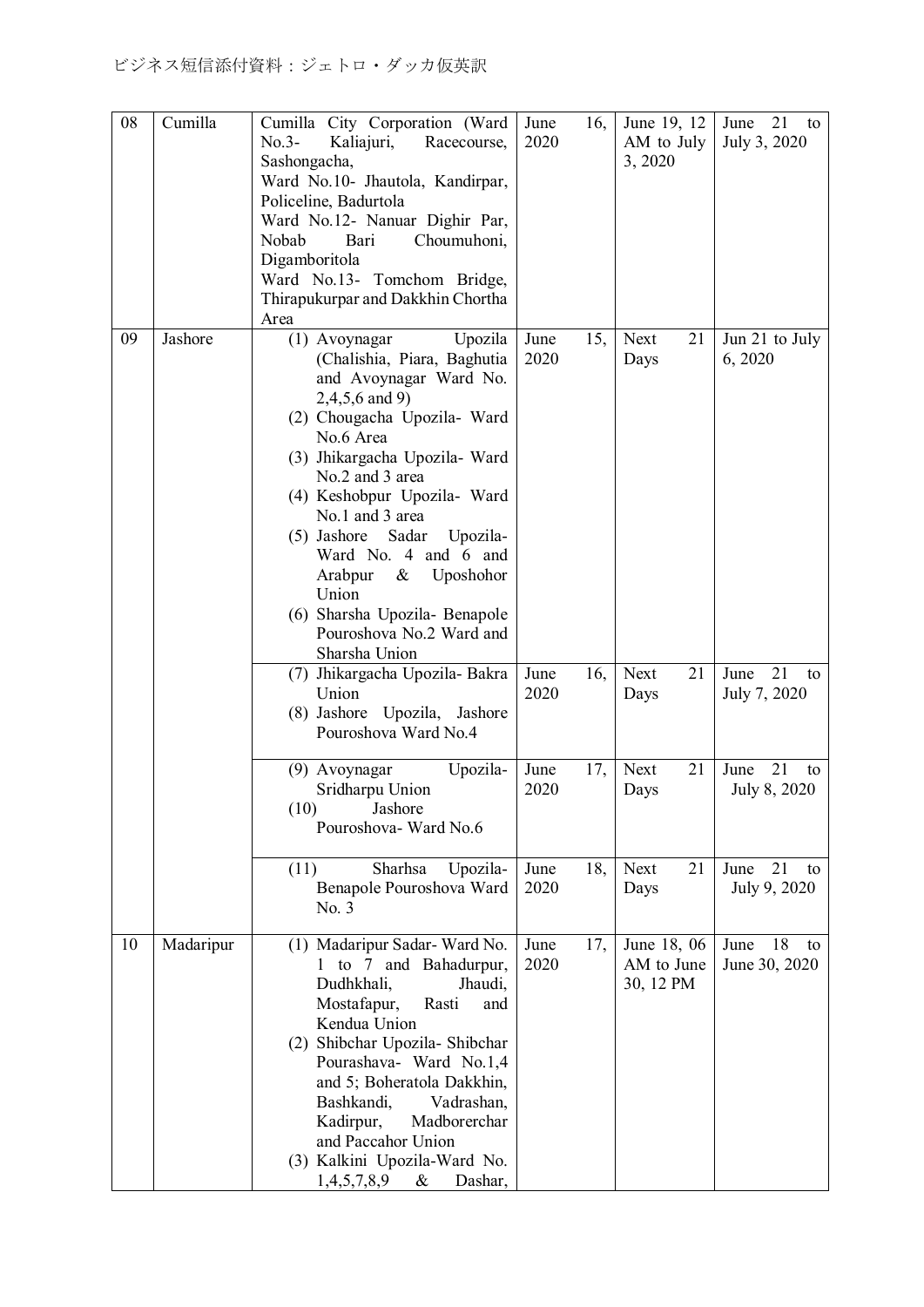| 08 | Cumilla | Cumilla City Corporation (Ward No.3- Kaliajuri, Racecourse, Sashongacha,<br>Ward No.10- Jhautola, Kandirpar, Policeline, Badurtola<br>Ward No.12- Nanuar Dighir Par, Nobab Bari Choumuhoni, Digamboritola<br>Ward No.13- Tomchom Bridge, Thirapukurpar and Dakkhin Chortha Area | June 16, 2020 | June 19, 12 AM to July 3, 2020 | June 21 to July 3, 2020 |
|---|---|---|---|---|---|
| 09 | Jashore | (1) Avoynagar Upozila (Chalishia, Piara, Baghutia and Avoynagar Ward No. 2,4,5,6 and 9)<br>(2) Chougacha Upozila- Ward No.6 Area<br>(3) Jhikargacha Upozila- Ward No.2 and 3 area<br>(4) Keshobpur Upozila- Ward No.1 and 3 area<br>(5) Jashore Sadar Upozila- Ward No. 4 and 6 and Arabpur & Uposhohor Union<br>(6) Sharsha Upozila- Benapole Pouroshova No.2 Ward and Sharsha Union | June 15, 2020 | Next 21 Days | Jun 21 to July 6, 2020 |
| | | (7) Jhikargacha Upozila- Bakra Union<br>(8) Jashore Upozila, Jashore Pouroshova Ward No.4 | June 16, 2020 | Next 21 Days | June 21 to July 7, 2020 |
| | | (9) Avoynagar Upozila- Sridharpu Union<br>(10) Jashore Pouroshova- Ward No.6 | June 17, 2020 | Next 21 Days | June 21 to July 8, 2020 |
| | | (11) Sharhsa Upozila- Benapole Pouroshova Ward No. 3 | June 18, 2020 | Next 21 Days | June 21 to July 9, 2020 |
| 10 | Madaripur | (1) Madaripur Sadar- Ward No. 1 to 7 and Bahadurpur, Dudhkhali, Jhaudi, Mostafapur, Rasti and Kendua Union<br>(2) Shibchar Upozila- Shibchar Pourashava- Ward No.1,4 and 5; Boheratola Dakkhin, Bashkandi, Vadrashan, Kadirpur, Madborerchar and Paccahor Union<br>(3) Kalkini Upozila-Ward No. 1,4,5,7,8,9 & Dashar, | June 17, 2020 | June 18, 06 AM to June 30, 12 PM | June 18 to June 30, 2020 |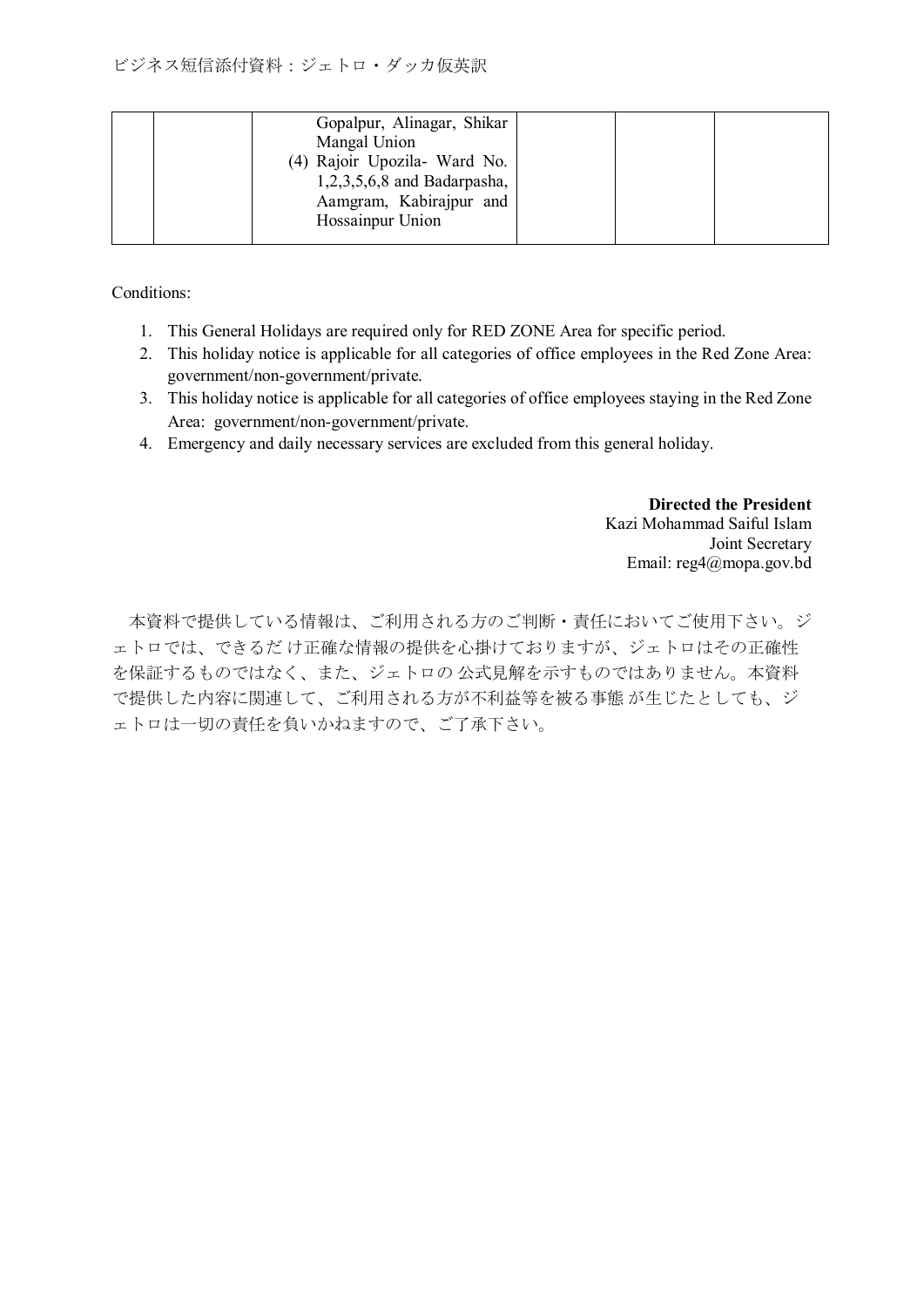| | | | | | |
|---|---|---|---|---|---|
| | | Gopalpur, Alinagar, Shikar Mangal Union<br>(4) Rajoir Upozila- Ward No. 1,2,3,5,6,8 and Badarpasha, Aamgram, Kabirajpur and Hossainpur Union | | | |

Conditions:

1. This General Holidays are required only for RED ZONE Area for specific period.
2. This holiday notice is applicable for all categories of office employees in the Red Zone Area: government/non-government/private.
3. This holiday notice is applicable for all categories of office employees staying in the Red Zone Area: government/non-government/private.
4. Emergency and daily necessary services are excluded from this general holiday.

**Directed the President**
Kazi Mohammad Saiful Islam
Joint Secretary
Email: reg4@mopa.gov.bd

本資料で提供している情報は、ご利用される方のご判断・責任においてご使用下さい。ジェトロでは、できるだけ正確な情報の提供を心掛けておりますが、ジェトロはその正確性を保証するものではなく、また、ジェトロの公式見解を示すものではありません。本資料で提供した内容に関連して、ご利用される方が不利益等を被る事態が生じたとしても、ジェトロは一切の責任を負いかねますので、ご了承下さい。